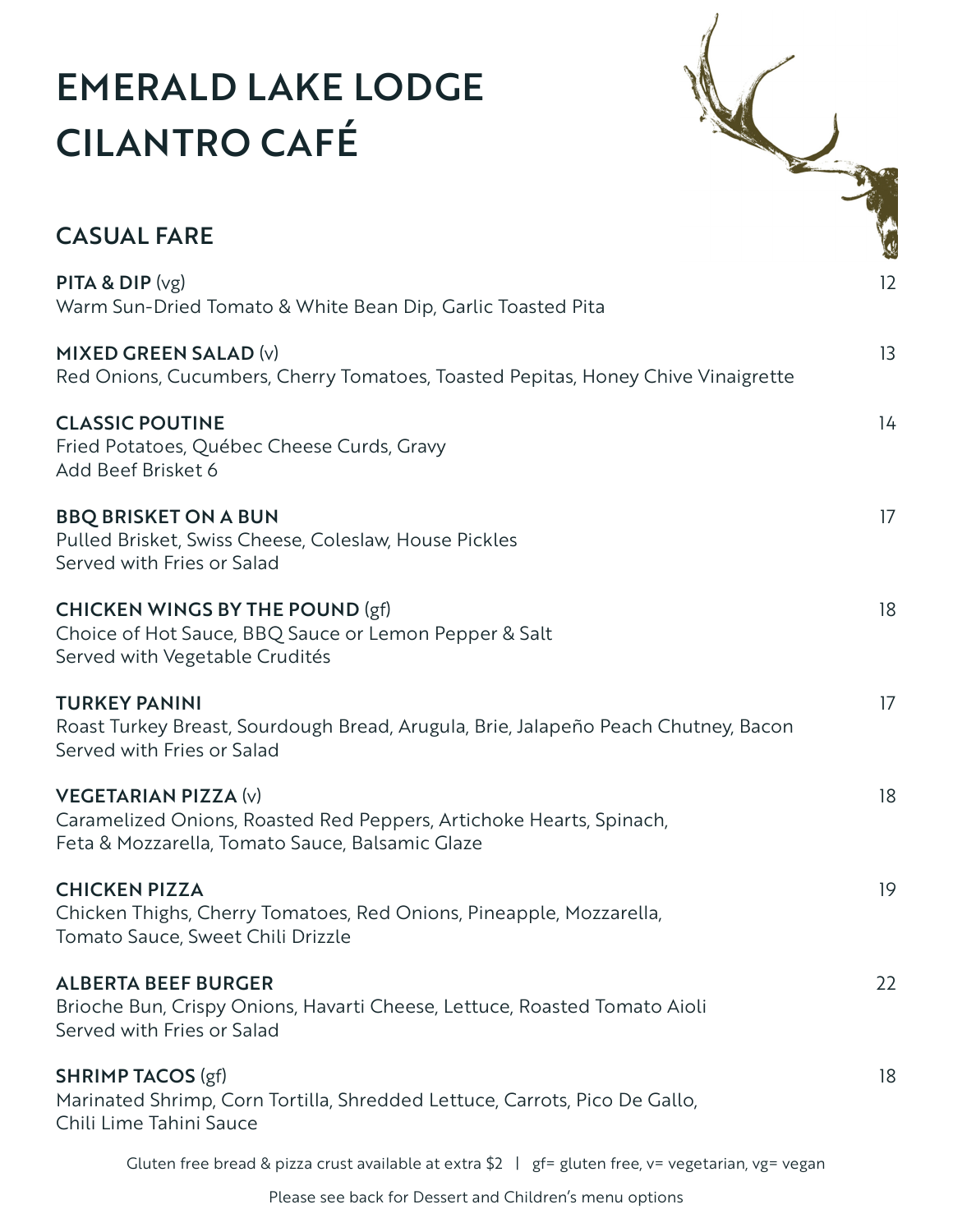# EMERALD LAKE LODGE
# CILANTRO CAFÉ

## CASUAL FARE

**PITA & DIP** (vg) — 12
Warm Sun-Dried Tomato & White Bean Dip, Garlic Toasted Pita

**MIXED GREEN SALAD** (v) — 13
Red Onions, Cucumbers, Cherry Tomatoes, Toasted Pepitas, Honey Chive Vinaigrette

**CLASSIC POUTINE** — 14
Fried Potatoes, Québec Cheese Curds, Gravy
Add Beef Brisket 6

**BBQ BRISKET ON A BUN** — 17
Pulled Brisket, Swiss Cheese, Coleslaw, House Pickles
Served with Fries or Salad

**CHICKEN WINGS BY THE POUND** (gf) — 18
Choice of Hot Sauce, BBQ Sauce or Lemon Pepper & Salt
Served with Vegetable Crudités

**TURKEY PANINI** — 17
Roast Turkey Breast, Sourdough Bread, Arugula, Brie, Jalapeño Peach Chutney, Bacon
Served with Fries or Salad

**VEGETARIAN PIZZA** (v) — 18
Caramelized Onions, Roasted Red Peppers, Artichoke Hearts, Spinach,
Feta & Mozzarella, Tomato Sauce, Balsamic Glaze

**CHICKEN PIZZA** — 19
Chicken Thighs, Cherry Tomatoes, Red Onions, Pineapple, Mozzarella,
Tomato Sauce, Sweet Chili Drizzle

**ALBERTA BEEF BURGER** — 22
Brioche Bun, Crispy Onions, Havarti Cheese, Lettuce, Roasted Tomato Aioli
Served with Fries or Salad

**SHRIMP TACOS** (gf) — 18
Marinated Shrimp, Corn Tortilla, Shredded Lettuce, Carrots, Pico De Gallo,
Chili Lime Tahini Sauce

Gluten free bread & pizza crust available at extra $2 | gf= gluten free, v= vegetarian, vg= vegan

Please see back for Dessert and Children's menu options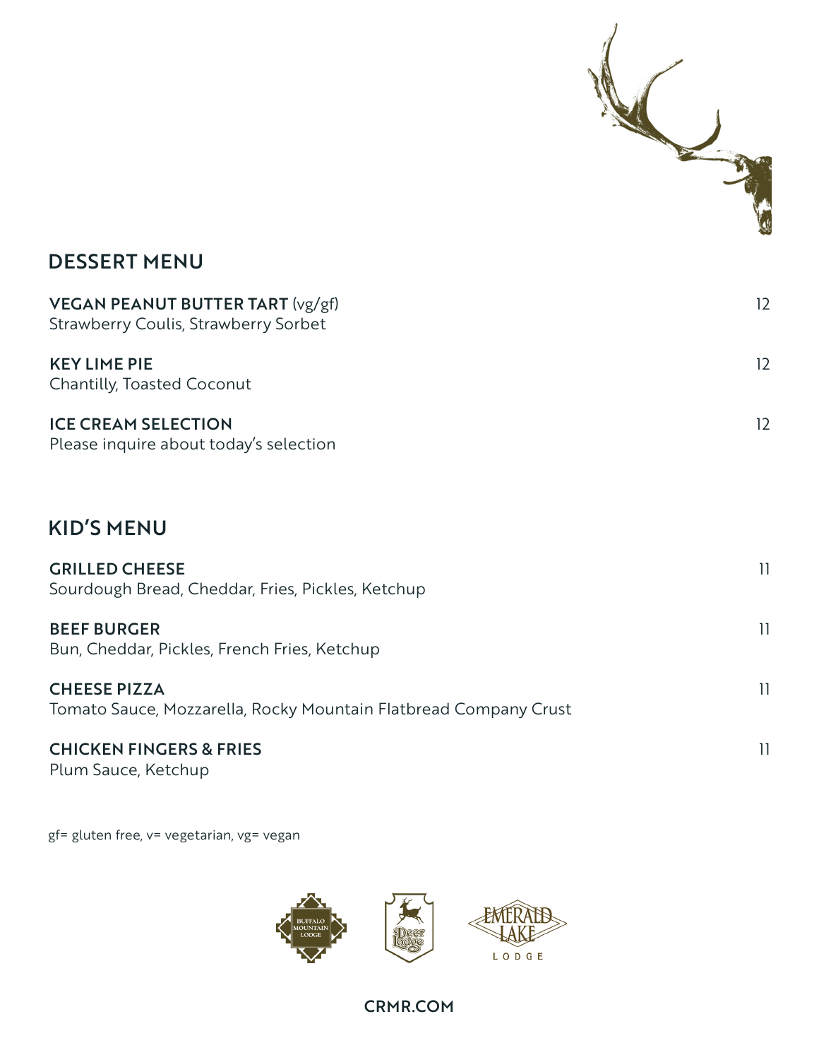## DESSERT MENU

**VEGAN PEANUT BUTTER TART** (vg/gf) 12
Strawberry Coulis, Strawberry Sorbet

**KEY LIME PIE** 12
Chantilly, Toasted Coconut

**ICE CREAM SELECTION** 12
Please inquire about today's selection

## KID'S MENU

**GRILLED CHEESE** 11
Sourdough Bread, Cheddar, Fries, Pickles, Ketchup

**BEEF BURGER** 11
Bun, Cheddar, Pickles, French Fries, Ketchup

**CHEESE PIZZA** 11
Tomato Sauce, Mozzarella, Rocky Mountain Flatbread Company Crust

**CHICKEN FINGERS & FRIES** 11
Plum Sauce, Ketchup

gf= gluten free, v= vegetarian, vg= vegan

BUFFALO MOUNTAIN LODGE

Deer Lodge

EMERALD LAKE LODGE

CRMR.COM